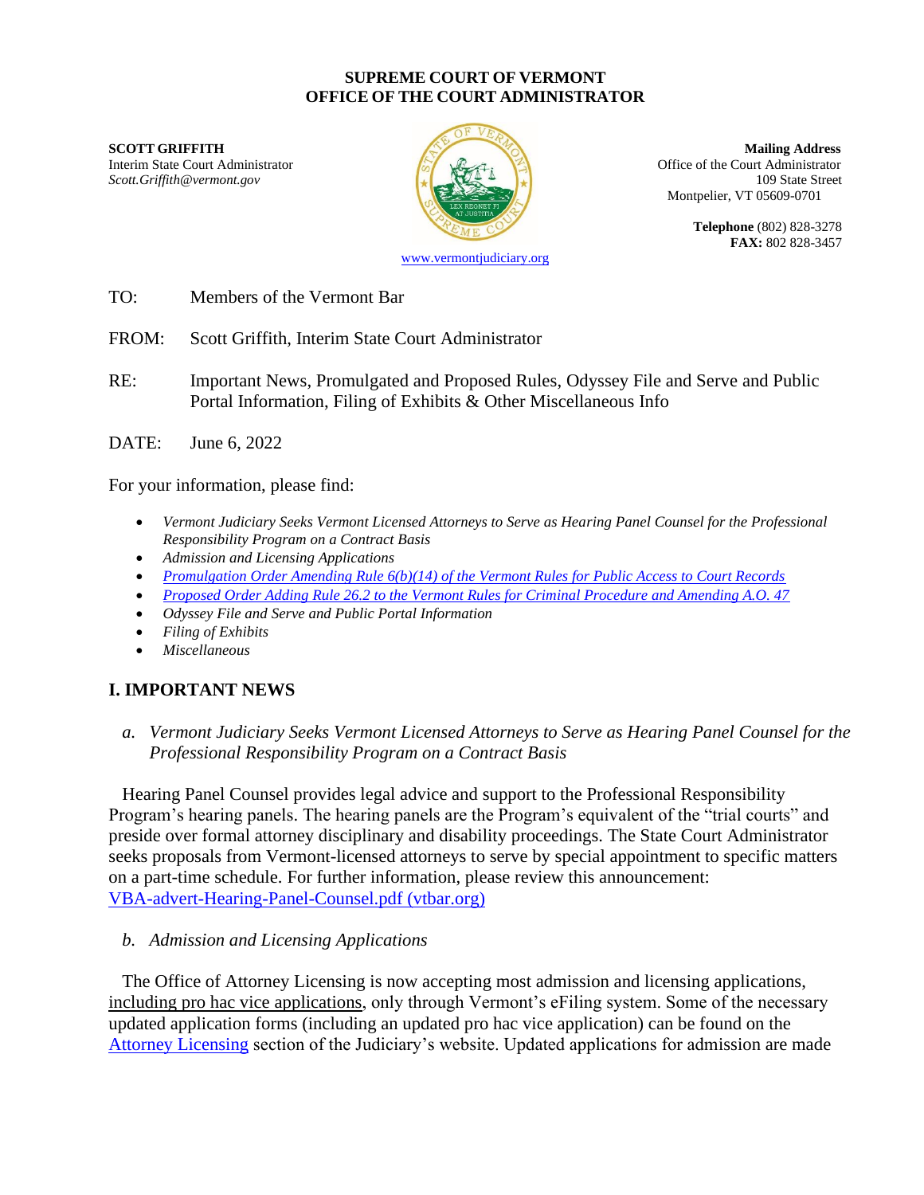**SUPREME COURT OF VERMONT**
**OFFICE OF THE COURT ADMINISTRATOR**

**SCOTT GRIFFITH**
Interim State Court Administrator
*Scott.Griffith@vermont.gov*

**Mailing Address**
Office of the Court Administrator
109 State Street
Montpelier, VT 05609-0701

**Telephone** (802) 828-3278
**FAX:** 802 828-3457

www.vermontjudiciary.org

TO: Members of the Vermont Bar

FROM: Scott Griffith, Interim State Court Administrator

RE: Important News, Promulgated and Proposed Rules, Odyssey File and Serve and Public Portal Information, Filing of Exhibits & Other Miscellaneous Info

DATE: June 6, 2022

For your information, please find:

- *Vermont Judiciary Seeks Vermont Licensed Attorneys to Serve as Hearing Panel Counsel for the Professional Responsibility Program on a Contract Basis*
- *Admission and Licensing Applications*
- *Promulgation Order Amending Rule 6(b)(14) of the Vermont Rules for Public Access to Court Records*
- *Proposed Order Adding Rule 26.2 to the Vermont Rules for Criminal Procedure and Amending A.O. 47*
- *Odyssey File and Serve and Public Portal Information*
- *Filing of Exhibits*
- *Miscellaneous*

## I. IMPORTANT NEWS

### *a. Vermont Judiciary Seeks Vermont Licensed Attorneys to Serve as Hearing Panel Counsel for the Professional Responsibility Program on a Contract Basis*

Hearing Panel Counsel provides legal advice and support to the Professional Responsibility Program's hearing panels. The hearing panels are the Program's equivalent of the "trial courts" and preside over formal attorney disciplinary and disability proceedings. The State Court Administrator seeks proposals from Vermont-licensed attorneys to serve by special appointment to specific matters on a part-time schedule. For further information, please review this announcement: VBA-advert-Hearing-Panel-Counsel.pdf (vtbar.org)

### *b. Admission and Licensing Applications*

The Office of Attorney Licensing is now accepting most admission and licensing applications, including pro hac vice applications, only through Vermont's eFiling system. Some of the necessary updated application forms (including an updated pro hac vice application) can be found on the Attorney Licensing section of the Judiciary's website. Updated applications for admission are made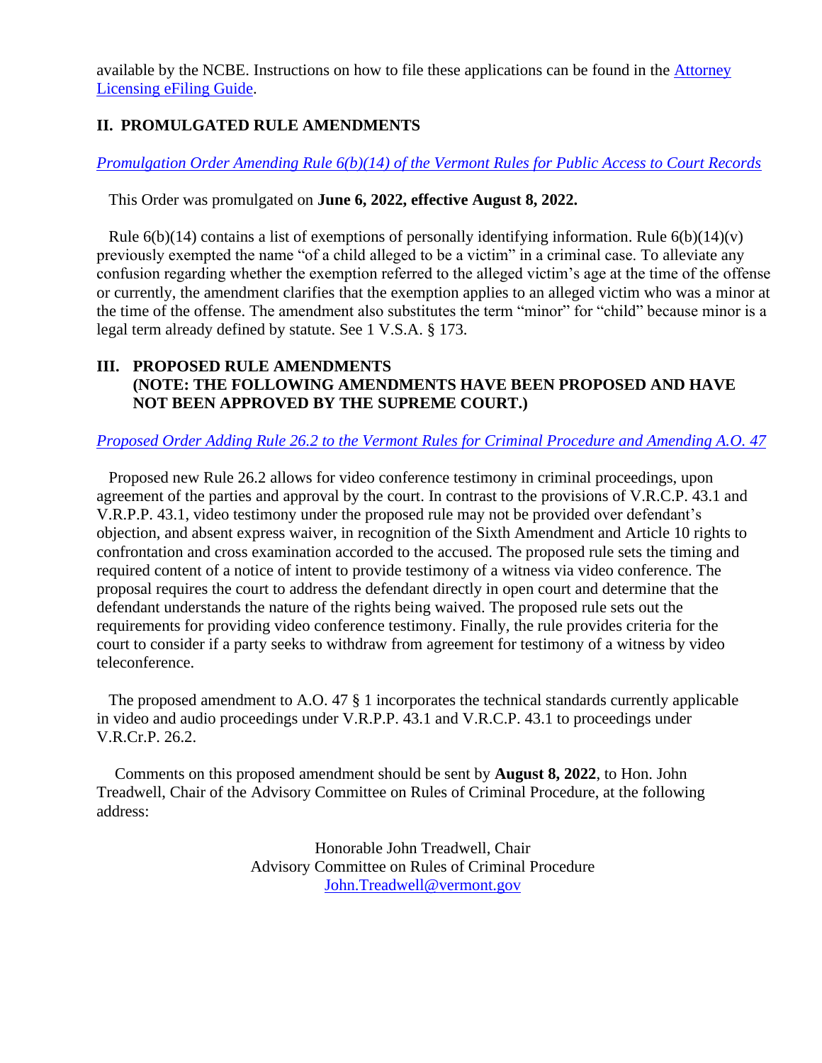available by the NCBE. Instructions on how to file these applications can be found in the [Attorney Licensing eFiling Guide](#).

## II. PROMULGATED RULE AMENDMENTS

*[Promulgation Order Amending Rule 6(b)(14) of the Vermont Rules for Public Access to Court Records](#)*

This Order was promulgated on **June 6, 2022, effective August 8, 2022.**

Rule 6(b)(14) contains a list of exemptions of personally identifying information. Rule 6(b)(14)(v) previously exempted the name "of a child alleged to be a victim" in a criminal case. To alleviate any confusion regarding whether the exemption referred to the alleged victim's age at the time of the offense or currently, the amendment clarifies that the exemption applies to an alleged victim who was a minor at the time of the offense. The amendment also substitutes the term "minor" for "child" because minor is a legal term already defined by statute. See 1 V.S.A. § 173.

## III. PROPOSED RULE AMENDMENTS (NOTE: THE FOLLOWING AMENDMENTS HAVE BEEN PROPOSED AND HAVE NOT BEEN APPROVED BY THE SUPREME COURT.)

*[Proposed Order Adding Rule 26.2 to the Vermont Rules for Criminal Procedure and Amending A.O. 47](#)*

Proposed new Rule 26.2 allows for video conference testimony in criminal proceedings, upon agreement of the parties and approval by the court. In contrast to the provisions of V.R.C.P. 43.1 and V.R.P.P. 43.1, video testimony under the proposed rule may not be provided over defendant's objection, and absent express waiver, in recognition of the Sixth Amendment and Article 10 rights to confrontation and cross examination accorded to the accused. The proposed rule sets the timing and required content of a notice of intent to provide testimony of a witness via video conference. The proposal requires the court to address the defendant directly in open court and determine that the defendant understands the nature of the rights being waived. The proposed rule sets out the requirements for providing video conference testimony. Finally, the rule provides criteria for the court to consider if a party seeks to withdraw from agreement for testimony of a witness by video teleconference.

The proposed amendment to A.O. 47 § 1 incorporates the technical standards currently applicable in video and audio proceedings under V.R.P.P. 43.1 and V.R.C.P. 43.1 to proceedings under V.R.Cr.P. 26.2.

Comments on this proposed amendment should be sent by **August 8, 2022**, to Hon. John Treadwell, Chair of the Advisory Committee on Rules of Criminal Procedure, at the following address:

Honorable John Treadwell, Chair
Advisory Committee on Rules of Criminal Procedure
[John.Treadwell@vermont.gov](mailto:John.Treadwell@vermont.gov)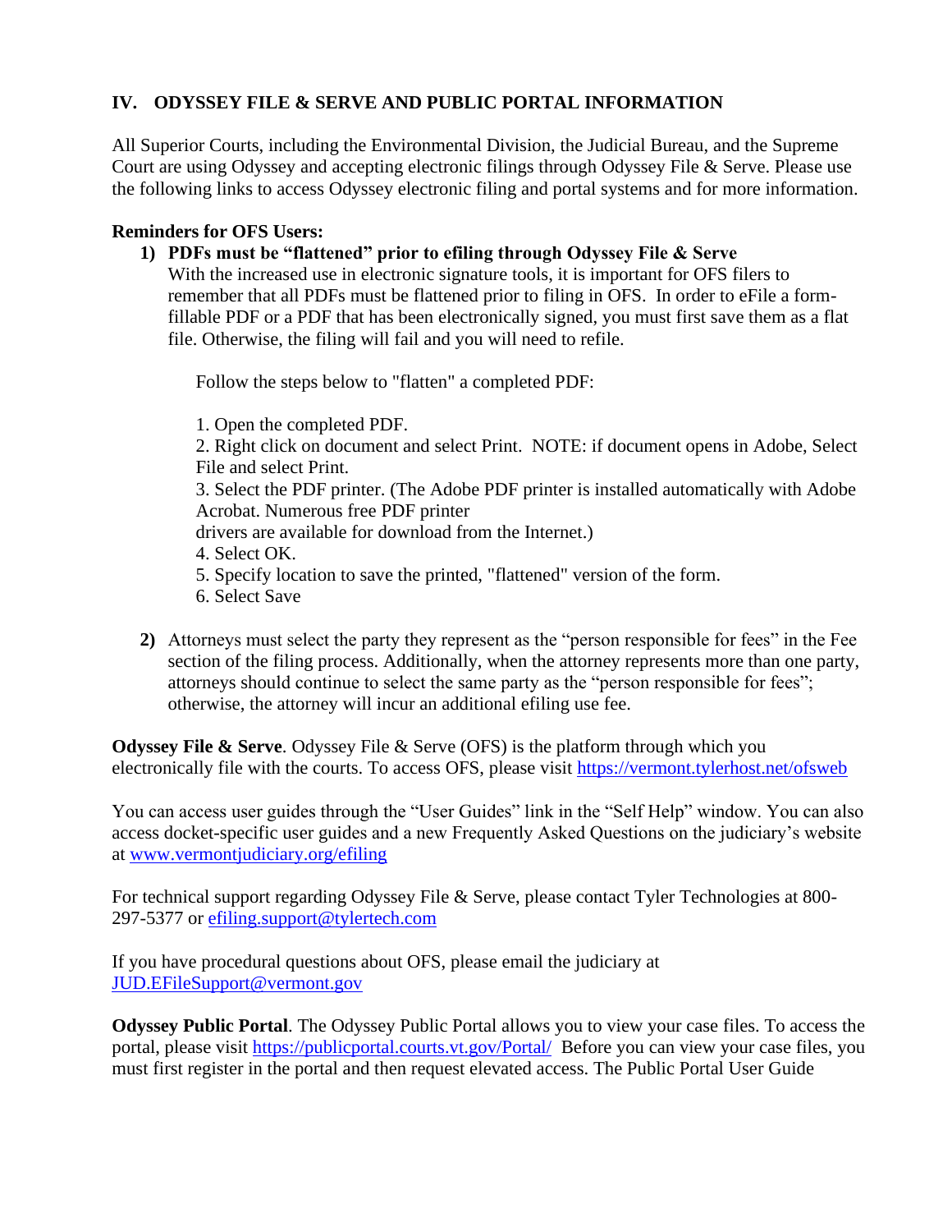## IV. ODYSSEY FILE & SERVE AND PUBLIC PORTAL INFORMATION

All Superior Courts, including the Environmental Division, the Judicial Bureau, and the Supreme Court are using Odyssey and accepting electronic filings through Odyssey File & Serve. Please use the following links to access Odyssey electronic filing and portal systems and for more information.

**Reminders for OFS Users:**

1) **PDFs must be "flattened" prior to efiling through Odyssey File & Serve**
   With the increased use in electronic signature tools, it is important for OFS filers to remember that all PDFs must be flattened prior to filing in OFS. In order to eFile a form-fillable PDF or a PDF that has been electronically signed, you must first save them as a flat file. Otherwise, the filing will fail and you will need to refile.

   Follow the steps below to "flatten" a completed PDF:

   1. Open the completed PDF.
   2. Right click on document and select Print. NOTE: if document opens in Adobe, Select File and select Print.
   3. Select the PDF printer. (The Adobe PDF printer is installed automatically with Adobe Acrobat. Numerous free PDF printer drivers are available for download from the Internet.)
   4. Select OK.
   5. Specify location to save the printed, "flattened" version of the form.
   6. Select Save

2) Attorneys must select the party they represent as the "person responsible for fees" in the Fee section of the filing process. Additionally, when the attorney represents more than one party, attorneys should continue to select the same party as the "person responsible for fees"; otherwise, the attorney will incur an additional efiling use fee.

**Odyssey File & Serve**. Odyssey File & Serve (OFS) is the platform through which you electronically file with the courts. To access OFS, please visit https://vermont.tylerhost.net/ofsweb

You can access user guides through the "User Guides" link in the "Self Help" window. You can also access docket-specific user guides and a new Frequently Asked Questions on the judiciary's website at www.vermontjudiciary.org/efiling

For technical support regarding Odyssey File & Serve, please contact Tyler Technologies at 800-297-5377 or efiling.support@tylertech.com

If you have procedural questions about OFS, please email the judiciary at JUD.EFileSupport@vermont.gov

**Odyssey Public Portal**. The Odyssey Public Portal allows you to view your case files. To access the portal, please visit https://publicportal.courts.vt.gov/Portal/ Before you can view your case files, you must first register in the portal and then request elevated access. The Public Portal User Guide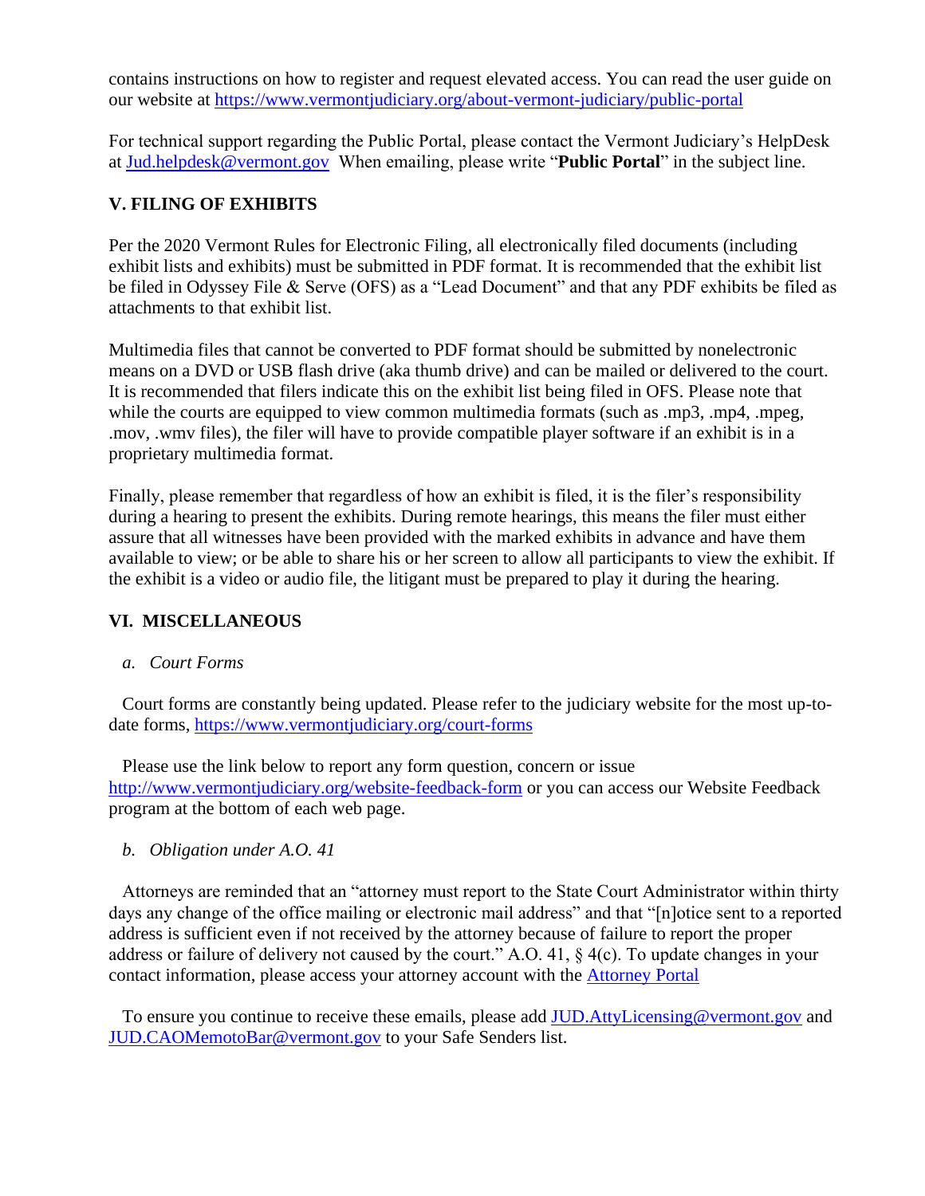contains instructions on how to register and request elevated access. You can read the user guide on our website at https://www.vermontjudiciary.org/about-vermont-judiciary/public-portal

For technical support regarding the Public Portal, please contact the Vermont Judiciary's HelpDesk at Jud.helpdesk@vermont.gov When emailing, please write "**Public Portal**" in the subject line.

## V. FILING OF EXHIBITS

Per the 2020 Vermont Rules for Electronic Filing, all electronically filed documents (including exhibit lists and exhibits) must be submitted in PDF format. It is recommended that the exhibit list be filed in Odyssey File & Serve (OFS) as a "Lead Document" and that any PDF exhibits be filed as attachments to that exhibit list.

Multimedia files that cannot be converted to PDF format should be submitted by nonelectronic means on a DVD or USB flash drive (aka thumb drive) and can be mailed or delivered to the court. It is recommended that filers indicate this on the exhibit list being filed in OFS. Please note that while the courts are equipped to view common multimedia formats (such as .mp3, .mp4, .mpeg, .mov, .wmv files), the filer will have to provide compatible player software if an exhibit is in a proprietary multimedia format.

Finally, please remember that regardless of how an exhibit is filed, it is the filer's responsibility during a hearing to present the exhibits. During remote hearings, this means the filer must either assure that all witnesses have been provided with the marked exhibits in advance and have them available to view; or be able to share his or her screen to allow all participants to view the exhibit. If the exhibit is a video or audio file, the litigant must be prepared to play it during the hearing.

## VI. MISCELLANEOUS

### *a. Court Forms*

Court forms are constantly being updated. Please refer to the judiciary website for the most up-to-date forms, https://www.vermontjudiciary.org/court-forms

Please use the link below to report any form question, concern or issue http://www.vermontjudiciary.org/website-feedback-form or you can access our Website Feedback program at the bottom of each web page.

### *b. Obligation under A.O. 41*

Attorneys are reminded that an "attorney must report to the State Court Administrator within thirty days any change of the office mailing or electronic mail address" and that "[n]otice sent to a reported address is sufficient even if not received by the attorney because of failure to report the proper address or failure of delivery not caused by the court." A.O. 41, § 4(c). To update changes in your contact information, please access your attorney account with the Attorney Portal

To ensure you continue to receive these emails, please add JUD.AttyLicensing@vermont.gov and JUD.CAOMemotoBar@vermont.gov to your Safe Senders list.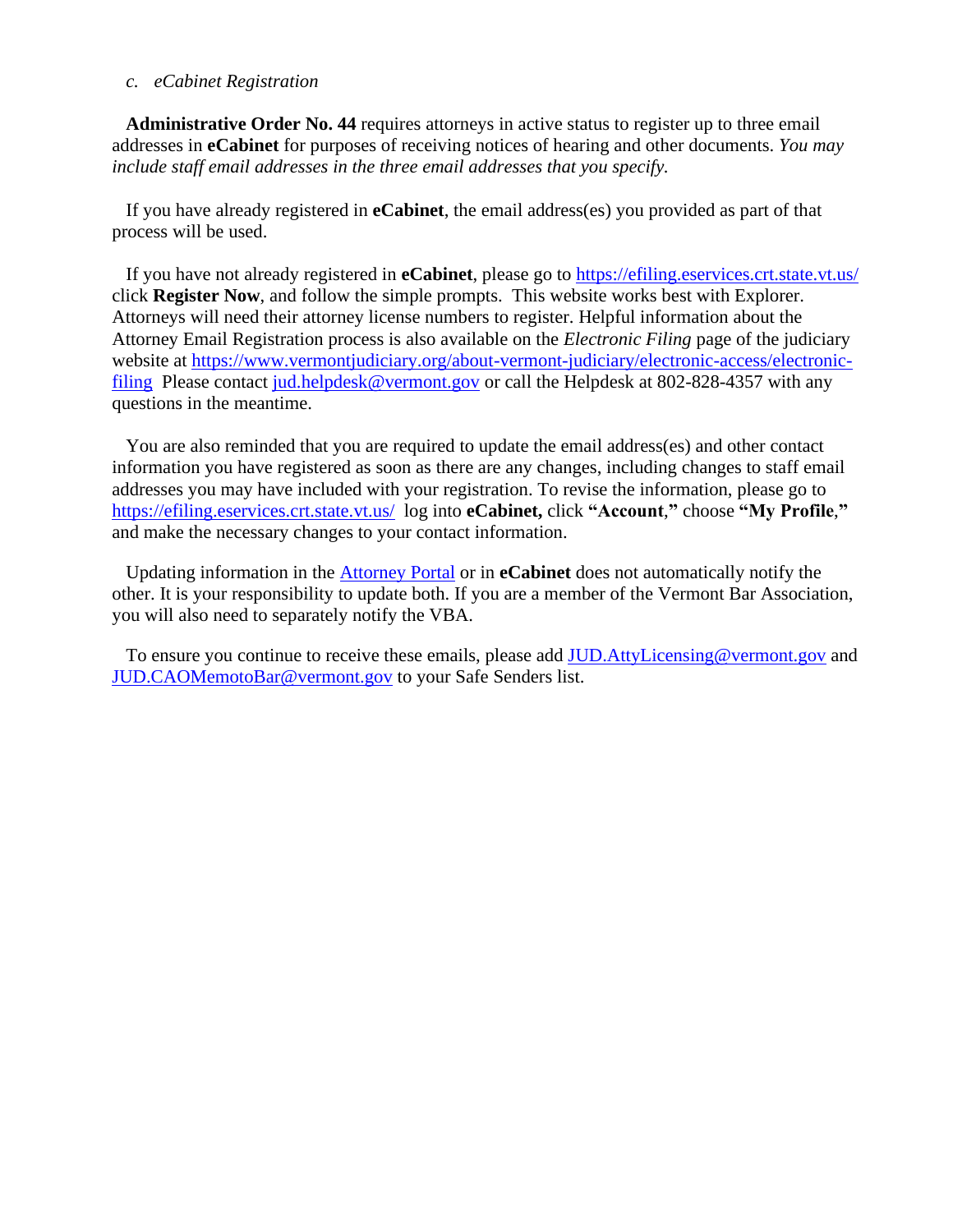*c. eCabinet Registration*

**Administrative Order No. 44** requires attorneys in active status to register up to three email addresses in **eCabinet** for purposes of receiving notices of hearing and other documents. *You may include staff email addresses in the three email addresses that you specify.*

If you have already registered in **eCabinet**, the email address(es) you provided as part of that process will be used.

If you have not already registered in **eCabinet**, please go to https://efiling.eservices.crt.state.vt.us/ click **Register Now**, and follow the simple prompts. This website works best with Explorer. Attorneys will need their attorney license numbers to register. Helpful information about the Attorney Email Registration process is also available on the *Electronic Filing* page of the judiciary website at https://www.vermontjudiciary.org/about-vermont-judiciary/electronic-access/electronic-filing Please contact jud.helpdesk@vermont.gov or call the Helpdesk at 802-828-4357 with any questions in the meantime.

You are also reminded that you are required to update the email address(es) and other contact information you have registered as soon as there are any changes, including changes to staff email addresses you may have included with your registration. To revise the information, please go to https://efiling.eservices.crt.state.vt.us/ log into **eCabinet,** click **"Account**,**"** choose **"My Profile**,**"** and make the necessary changes to your contact information.

Updating information in the Attorney Portal or in **eCabinet** does not automatically notify the other. It is your responsibility to update both. If you are a member of the Vermont Bar Association, you will also need to separately notify the VBA.

To ensure you continue to receive these emails, please add JUD.AttyLicensing@vermont.gov and JUD.CAOMemotoBar@vermont.gov to your Safe Senders list.